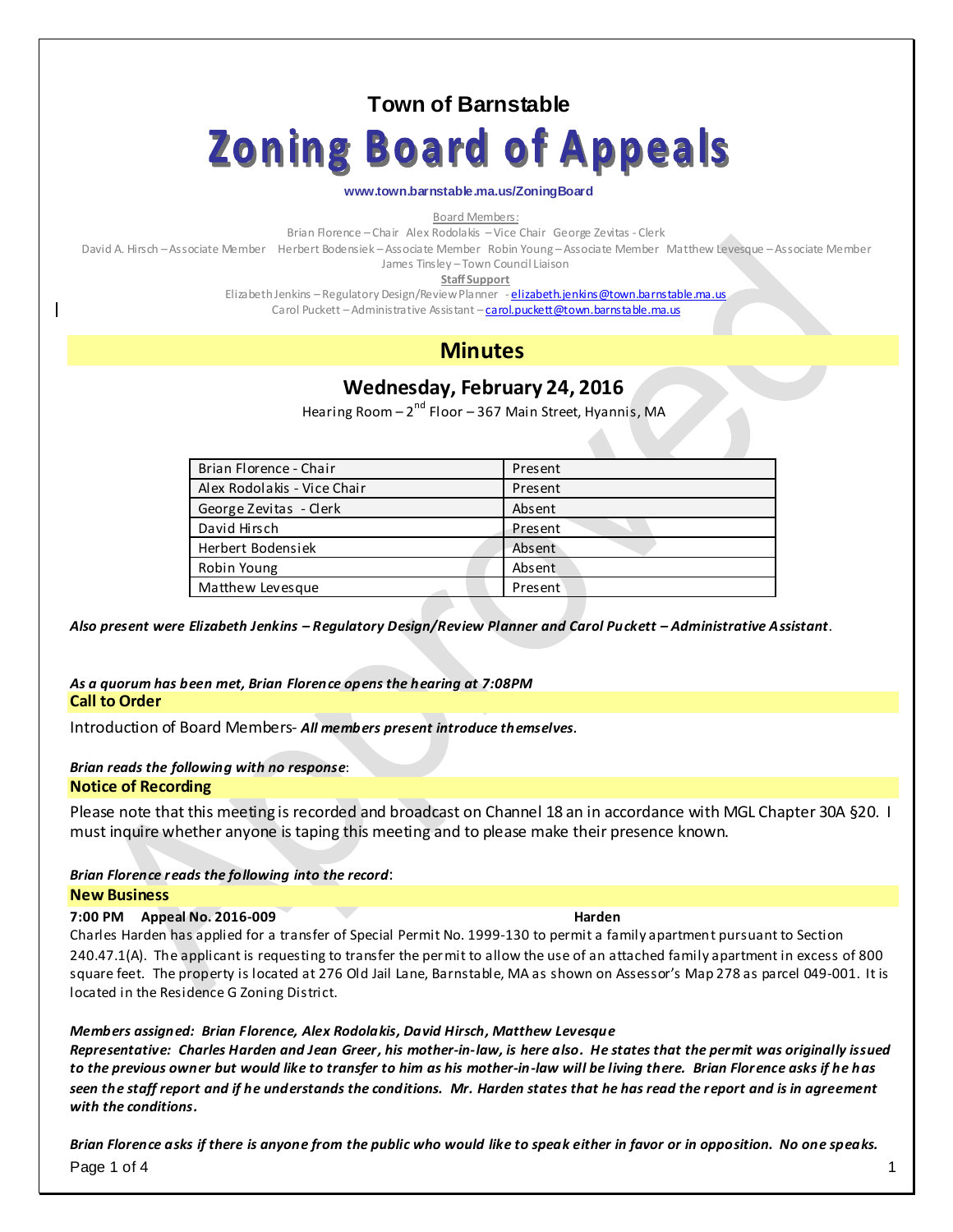# Town of Barnstable

# Zoning Board of Appeals

**www.town.barnstable.ma.us/ZoningBoard**

Board Members:

Brian Florence – Chair Alex Rodolakis – Vice Chair George Zevitas - Clerk

David A. Hirsch – Associate Member Herbert Bodensiek – Associate Member Robin Young – Associate Member Matthew Levesque – Associate Member

James Tinsley – Town Council Liaison

**Staff Support**

Elizabeth Jenkins – Regulatory Design/Review Planner - elizabeth.jenkins@town.barnstable.ma.us

Carol Puckett – Administrative Assistant – carol.puckett@town.barnstable.ma.us

## Minutes

### Wednesday, February 24, 2016

Hearing Room – 2nd Floor – 367 Main Street, Hyannis, MA

| Member | Attendance |
|---|---|
| Brian Florence - Chair | Present |
| Alex Rodolakis - Vice Chair | Present |
| George Zevitas - Clerk | Absent |
| David Hirsch | Present |
| Herbert Bodensiek | Absent |
| Robin Young | Absent |
| Matthew Levesque | Present |

***Also present were Elizabeth Jenkins – Regulatory Design/Review Planner and Carol Puckett – Administrative Assistant***.

***As a quorum has been met, Brian Florence opens the hearing at 7:08PM***

### Call to Order

Introduction of Board Members- ***All members present introduce themselves***.

***Brian reads the following with no response***:

### Notice of Recording

Please note that this meeting is recorded and broadcast on Channel 18 an in accordance with MGL Chapter 30A §20. I must inquire whether anyone is taping this meeting and to please make their presence known.

***Brian Florence reads the following into the record***:

### New Business

**7:00 PM Appeal No. 2016-009 Harden**

Charles Harden has applied for a transfer of Special Permit No. 1999-130 to permit a family apartment pursuant to Section 240.47.1(A). The applicant is requesting to transfer the permit to allow the use of an attached family apartment in excess of 800 square feet. The property is located at 276 Old Jail Lane, Barnstable, MA as shown on Assessor's Map 278 as parcel 049-001. It is located in the Residence G Zoning District.

***Members assigned: Brian Florence, Alex Rodolakis, David Hirsch, Matthew Levesque***

***Representative: Charles Harden and Jean Greer, his mother-in-law, is here also. He states that the permit was originally issued to the previous owner but would like to transfer to him as his mother-in-law will be living there. Brian Florence asks if he has seen the staff report and if he understands the conditions. Mr. Harden states that he has read the report and is in agreement with the conditions.***

***Brian Florence asks if there is anyone from the public who would like to speak either in favor or in opposition. No one speaks.***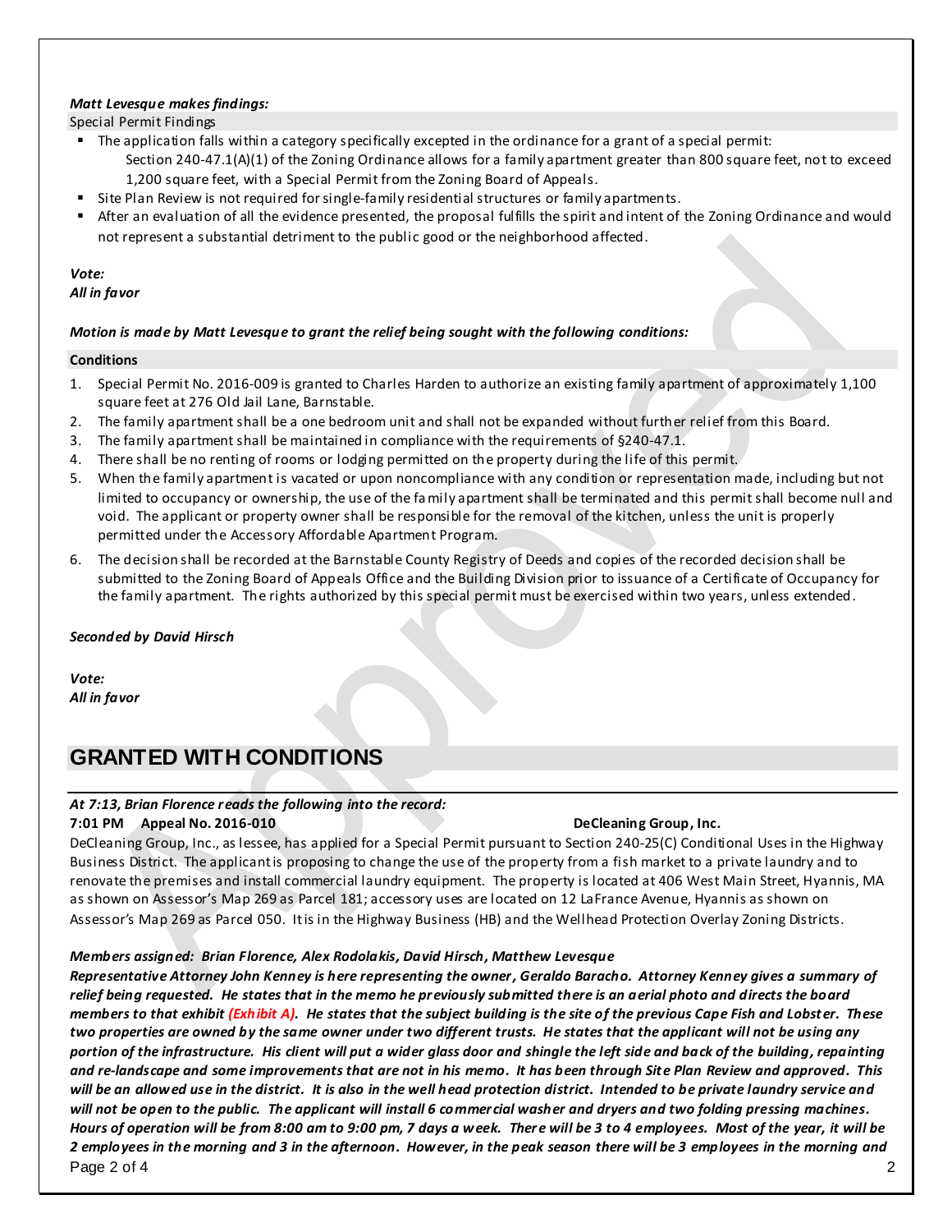***Matt Levesque makes findings:***

Special Permit Findings

- The application falls within a category specifically excepted in the ordinance for a grant of a special permit:
  Section 240-47.1(A)(1) of the Zoning Ordinance allows for a family apartment greater than 800 square feet, not to exceed 1,200 square feet, with a Special Permit from the Zoning Board of Appeals.
- Site Plan Review is not required for single-family residential structures or family apartments.
- After an evaluation of all the evidence presented, the proposal fulfills the spirit and intent of the Zoning Ordinance and would not represent a substantial detriment to the public good or the neighborhood affected.

***Vote:***
***All in favor***

***Motion is made by Matt Levesque to grant the relief being sought with the following conditions:***

**Conditions**

1. Special Permit No. 2016-009 is granted to Charles Harden to authorize an existing family apartment of approximately 1,100 square feet at 276 Old Jail Lane, Barnstable.
2. The family apartment shall be a one bedroom unit and shall not be expanded without further relief from this Board.
3. The family apartment shall be maintained in compliance with the requirements of §240-47.1.
4. There shall be no renting of rooms or lodging permitted on the property during the life of this permit.
5. When the family apartment is vacated or upon noncompliance with any condition or representation made, including but not limited to occupancy or ownership, the use of the family apartment shall be terminated and this permit shall become null and void. The applicant or property owner shall be responsible for the removal of the kitchen, unless the unit is properly permitted under the Accessory Affordable Apartment Program.
6. The decision shall be recorded at the Barnstable County Registry of Deeds and copies of the recorded decision shall be submitted to the Zoning Board of Appeals Office and the Building Division prior to issuance of a Certificate of Occupancy for the family apartment. The rights authorized by this special permit must be exercised within two years, unless extended.

***Seconded by David Hirsch***

***Vote:***
***All in favor***

## GRANTED WITH CONDITIONS

***At 7:13, Brian Florence reads the following into the record:***

**7:01 PM Appeal No. 2016-010 DeCleaning Group, Inc.**

DeCleaning Group, Inc., as lessee, has applied for a Special Permit pursuant to Section 240-25(C) Conditional Uses in the Highway Business District. The applicant is proposing to change the use of the property from a fish market to a private laundry and to renovate the premises and install commercial laundry equipment. The property is located at 406 West Main Street, Hyannis, MA as shown on Assessor's Map 269 as Parcel 181; accessory uses are located on 12 LaFrance Avenue, Hyannis as shown on Assessor's Map 269 as Parcel 050. It is in the Highway Business (HB) and the Wellhead Protection Overlay Zoning Districts.

***Members assigned: Brian Florence, Alex Rodolakis, David Hirsch, Matthew Levesque***

***Representative Attorney John Kenney is here representing the owner, Geraldo Baracho. Attorney Kenney gives a summary of relief being requested. He states that in the memo he previously submitted there is an aerial photo and directs the board members to that exhibit (Exhibit A). He states that the subject building is the site of the previous Cape Fish and Lobster. These two properties are owned by the same owner under two different trusts. He states that the applicant will not be using any portion of the infrastructure. His client will put a wider glass door and shingle the left side and back of the building, repainting and re-landscape and some improvements that are not in his memo. It has been through Site Plan Review and approved. This will be an allowed use in the district. It is also in the well head protection district. Intended to be private laundry service and will not be open to the public. The applicant will install 6 commercial washer and dryers and two folding pressing machines. Hours of operation will be from 8:00 am to 9:00 pm, 7 days a week. There will be 3 to 4 employees. Most of the year, it will be 2 employees in the morning and 3 in the afternoon. However, in the peak season there will be 3 employees in the morning and***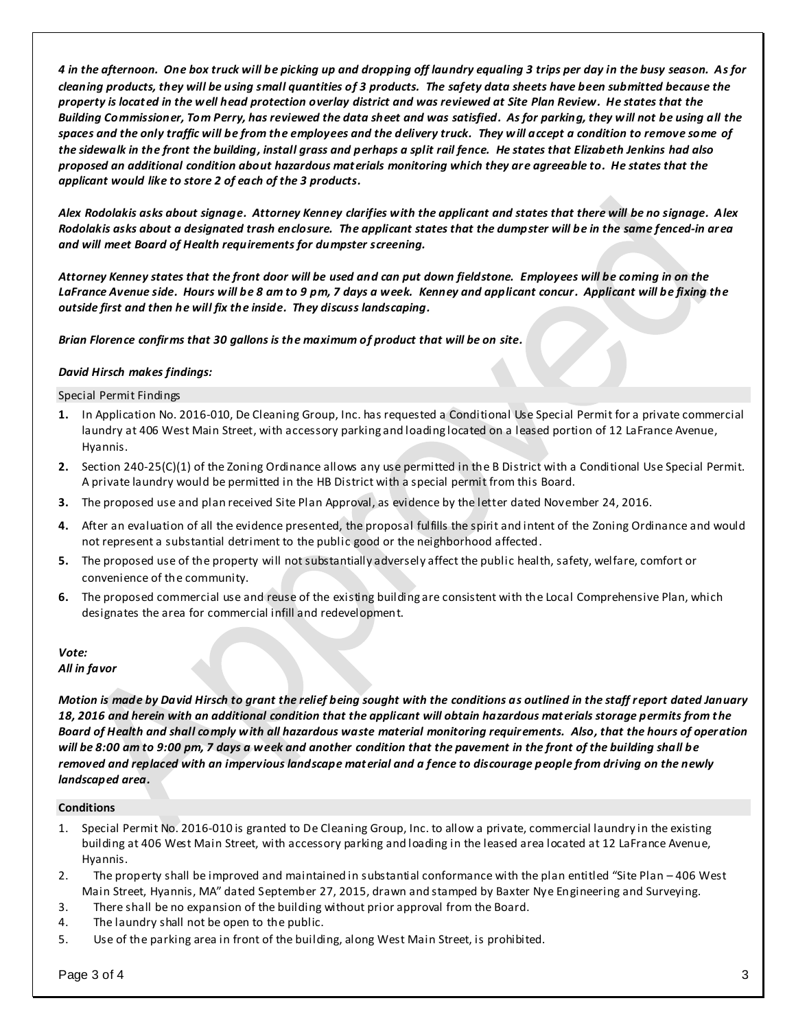*4 in the afternoon. One box truck will be picking up and dropping off laundry equaling 3 trips per day in the busy season. As for cleaning products, they will be using small quantities of 3 products. The safety data sheets have been submitted because the property is located in the well head protection overlay district and was reviewed at Site Plan Review. He states that the Building Commissioner, Tom Perry, has reviewed the data sheet and was satisfied. As for parking, they will not be using all the spaces and the only traffic will be from the employees and the delivery truck. They will accept a condition to remove some of the sidewalk in the front the building, install grass and perhaps a split rail fence. He states that Elizabeth Jenkins had also proposed an additional condition about hazardous materials monitoring which they are agreeable to. He states that the applicant would like to store 2 of each of the 3 products.*

*Alex Rodolakis asks about signage. Attorney Kenney clarifies with the applicant and states that there will be no signage. Alex Rodolakis asks about a designated trash enclosure. The applicant states that the dumpster will be in the same fenced-in area and will meet Board of Health requirements for dumpster screening.*

*Attorney Kenney states that the front door will be used and can put down fieldstone. Employees will be coming in on the LaFrance Avenue side. Hours will be 8 am to 9 pm, 7 days a week. Kenney and applicant concur. Applicant will be fixing the outside first and then he will fix the inside. They discuss landscaping.*

*Brian Florence confirms that 30 gallons is the maximum of product that will be on site.*

*David Hirsch makes findings:*

Special Permit Findings

1. In Application No. 2016-010, De Cleaning Group, Inc. has requested a Conditional Use Special Permit for a private commercial laundry at 406 West Main Street, with accessory parking and loading located on a leased portion of 12 LaFrance Avenue, Hyannis.
2. Section 240-25(C)(1) of the Zoning Ordinance allows any use permitted in the B District with a Conditional Use Special Permit. A private laundry would be permitted in the HB District with a special permit from this Board.
3. The proposed use and plan received Site Plan Approval, as evidence by the letter dated November 24, 2016.
4. After an evaluation of all the evidence presented, the proposal fulfills the spirit and intent of the Zoning Ordinance and would not represent a substantial detriment to the public good or the neighborhood affected.
5. The proposed use of the property will not substantially adversely affect the public health, safety, welfare, comfort or convenience of the community.
6. The proposed commercial use and reuse of the existing building are consistent with the Local Comprehensive Plan, which designates the area for commercial infill and redevelopment.

*Vote:*
*All in favor*

*Motion is made by David Hirsch to grant the relief being sought with the conditions as outlined in the staff report dated January 18, 2016 and herein with an additional condition that the applicant will obtain hazardous materials storage permits from the Board of Health and shall comply with all hazardous waste material monitoring requirements. Also, that the hours of operation will be 8:00 am to 9:00 pm, 7 days a week and another condition that the pavement in the front of the building shall be removed and replaced with an impervious landscape material and a fence to discourage people from driving on the newly landscaped area.*

**Conditions**

1. Special Permit No. 2016-010 is granted to De Cleaning Group, Inc. to allow a private, commercial laundry in the existing building at 406 West Main Street, with accessory parking and loading in the leased area located at 12 LaFrance Avenue, Hyannis.
2. The property shall be improved and maintained in substantial conformance with the plan entitled "Site Plan – 406 West Main Street, Hyannis, MA" dated September 27, 2015, drawn and stamped by Baxter Nye Engineering and Surveying.
3. There shall be no expansion of the building without prior approval from the Board.
4. The laundry shall not be open to the public.
5. Use of the parking area in front of the building, along West Main Street, is prohibited.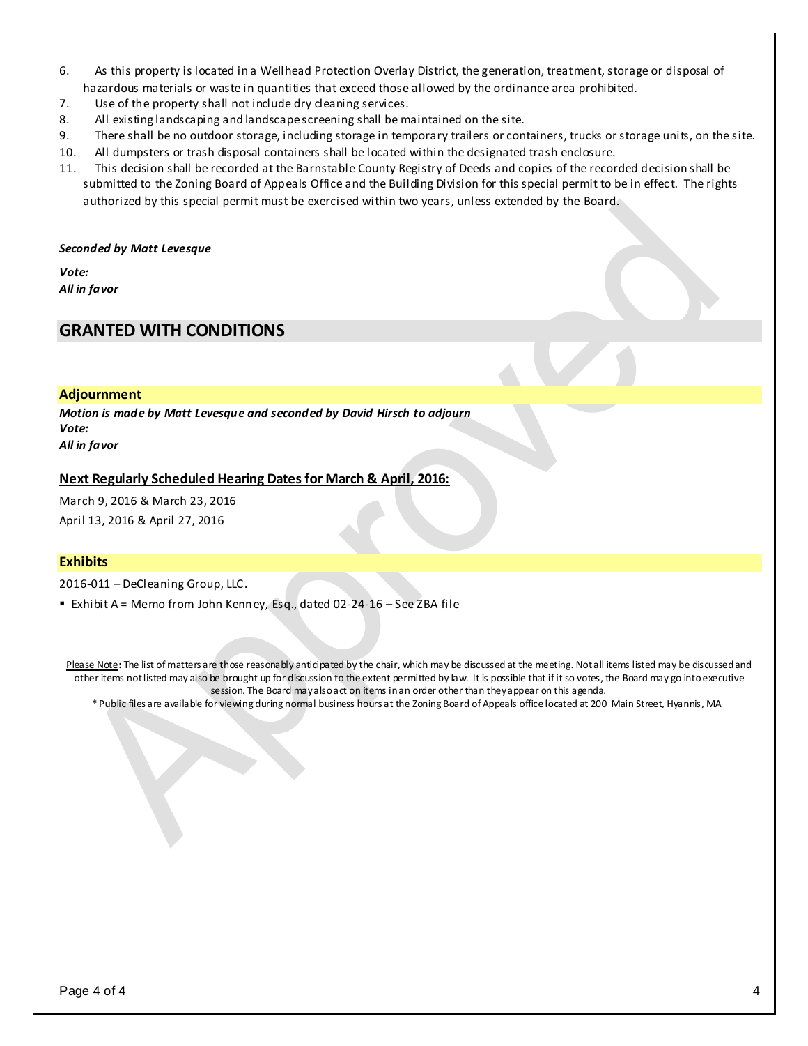6. As this property is located in a Wellhead Protection Overlay District, the generation, treatment, storage or disposal of hazardous materials or waste in quantities that exceed those allowed by the ordinance area prohibited.
7. Use of the property shall not include dry cleaning services.
8. All existing landscaping and landscape screening shall be maintained on the site.
9. There shall be no outdoor storage, including storage in temporary trailers or containers, trucks or storage units, on the site.
10. All dumpsters or trash disposal containers shall be located within the designated trash enclosure.
11. This decision shall be recorded at the Barnstable County Registry of Deeds and copies of the recorded decision shall be submitted to the Zoning Board of Appeals Office and the Building Division for this special permit to be in effect. The rights authorized by this special permit must be exercised within two years, unless extended by the Board.

***Seconded by Matt Levesque***

***Vote:***
***All in favor***

## GRANTED WITH CONDITIONS

### Adjournment

***Motion is made by Matt Levesque and seconded by David Hirsch to adjourn***
***Vote:***
***All in favor***

**Next Regularly Scheduled Hearing Dates for March & April, 2016:**

March 9, 2016 & March 23, 2016
April 13, 2016 & April 27, 2016

### Exhibits

2016-011 – DeCleaning Group, LLC.

- Exhibit A = Memo from John Kenney, Esq., dated 02-24-16 – See ZBA file

Please Note**:** The list of matters are those reasonably anticipated by the chair, which may be discussed at the meeting. Not all items listed may be discussed and other items not listed may also be brought up for discussion to the extent permitted by law. It is possible that if it so votes, the Board may go into executive session. The Board may also act on items in an order other than they appear on this agenda.

* Public files are available for viewing during normal business hours at the Zoning Board of Appeals office located at 200 Main Street, Hyannis, MA